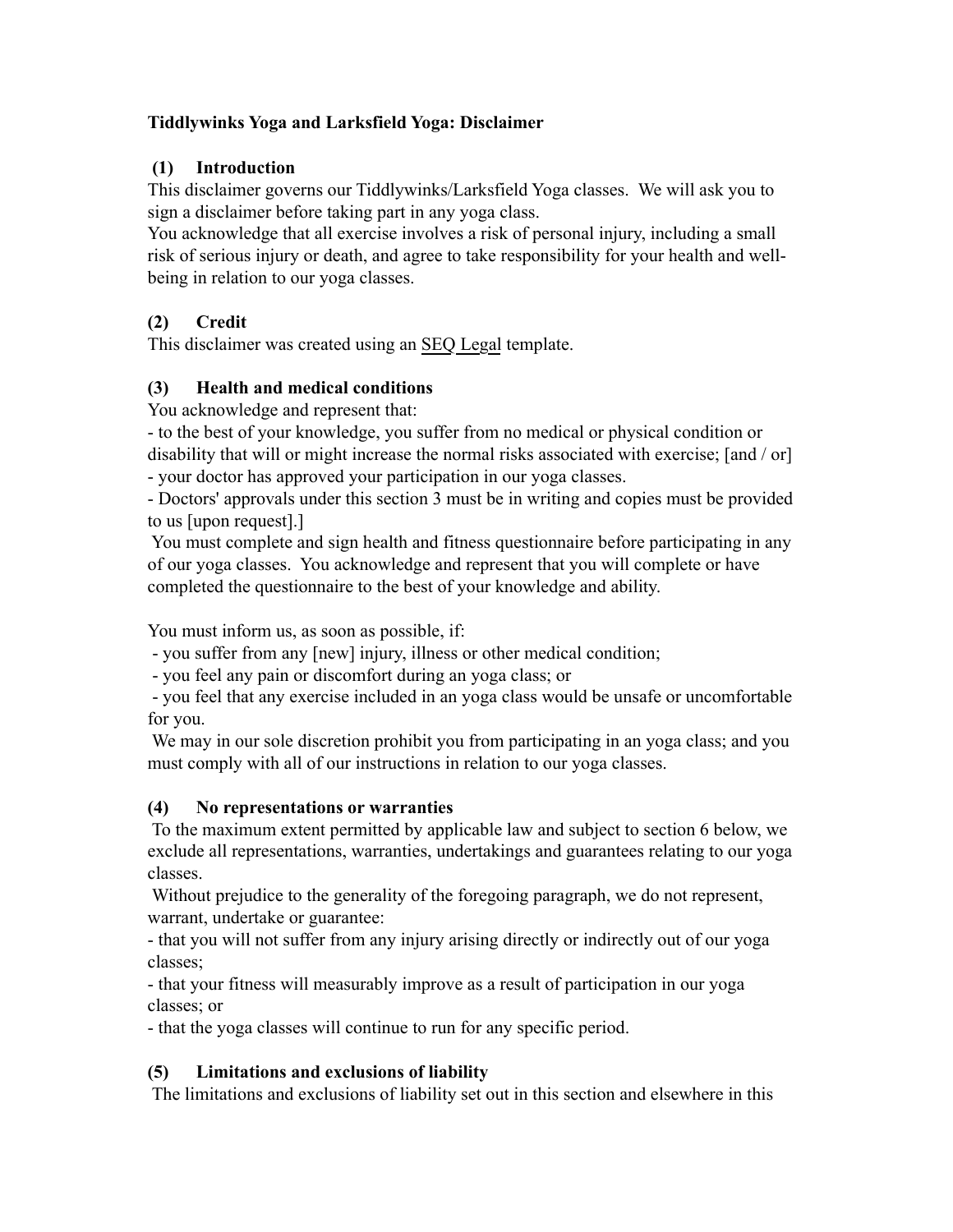**Tiddlywinks Yoga and Larksfield Yoga: Disclaimer**

## (1) Introduction

This disclaimer governs our Tiddlywinks/Larksfield Yoga classes. We will ask you to sign a disclaimer before taking part in any yoga class.

You acknowledge that all exercise involves a risk of personal injury, including a small risk of serious injury or death, and agree to take responsibility for your health and well-being in relation to our yoga classes.

## (2) Credit

This disclaimer was created using an SEQ Legal template.

## (3) Health and medical conditions

You acknowledge and represent that:

- to the best of your knowledge, you suffer from no medical or physical condition or disability that will or might increase the normal risks associated with exercise; [and / or]
- your doctor has approved your participation in our yoga classes.
- Doctors' approvals under this section 3 must be in writing and copies must be provided to us [upon request].]

You must complete and sign health and fitness questionnaire before participating in any of our yoga classes. You acknowledge and represent that you will complete or have completed the questionnaire to the best of your knowledge and ability.

You must inform us, as soon as possible, if:

- you suffer from any [new] injury, illness or other medical condition;
- you feel any pain or discomfort during an yoga class; or
- you feel that any exercise included in an yoga class would be unsafe or uncomfortable for you.

We may in our sole discretion prohibit you from participating in an yoga class; and you must comply with all of our instructions in relation to our yoga classes.

## (4) No representations or warranties

To the maximum extent permitted by applicable law and subject to section 6 below, we exclude all representations, warranties, undertakings and guarantees relating to our yoga classes.

Without prejudice to the generality of the foregoing paragraph, we do not represent, warrant, undertake or guarantee:

- that you will not suffer from any injury arising directly or indirectly out of our yoga classes;
- that your fitness will measurably improve as a result of participation in our yoga classes; or
- that the yoga classes will continue to run for any specific period.

## (5) Limitations and exclusions of liability

The limitations and exclusions of liability set out in this section and elsewhere in this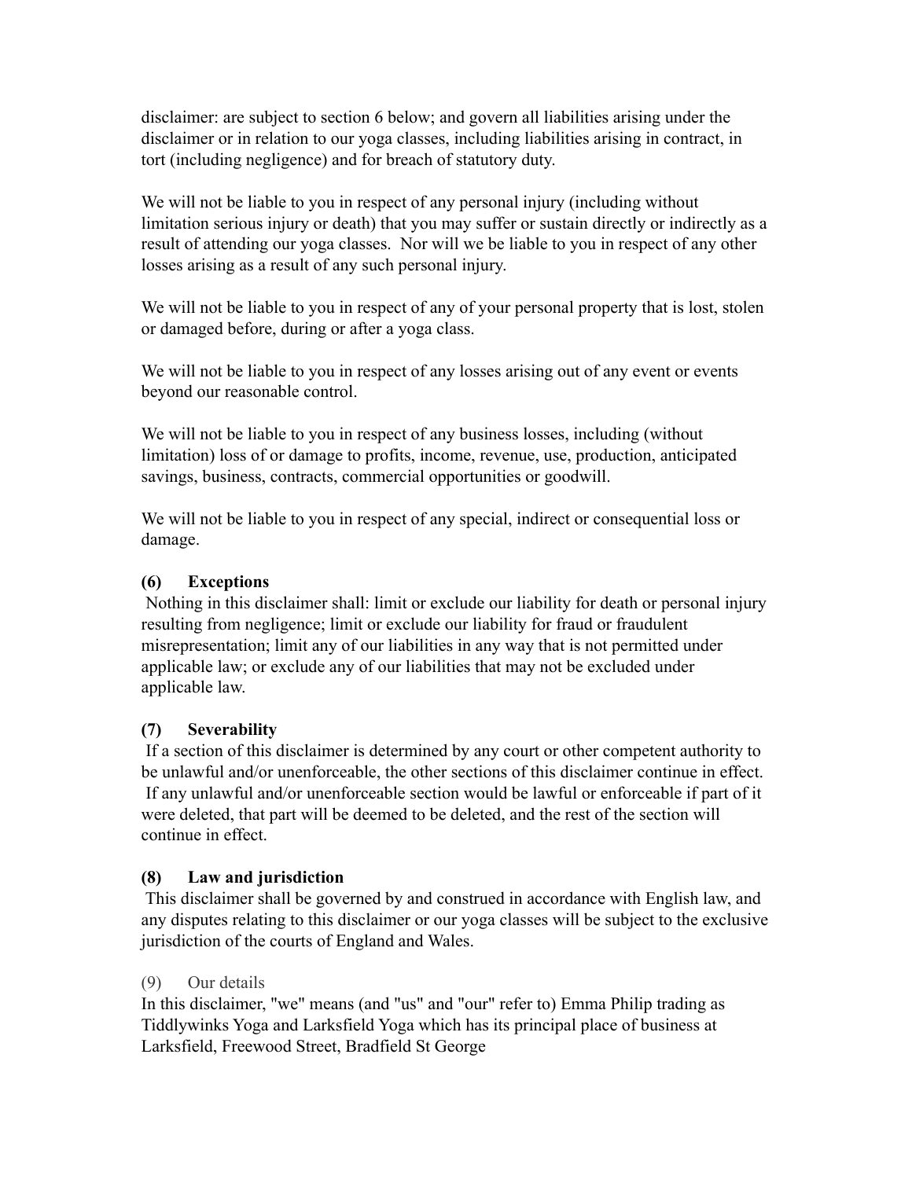disclaimer: are subject to section 6 below; and govern all liabilities arising under the disclaimer or in relation to our yoga classes, including liabilities arising in contract, in tort (including negligence) and for breach of statutory duty.

We will not be liable to you in respect of any personal injury (including without limitation serious injury or death) that you may suffer or sustain directly or indirectly as a result of attending our yoga classes. Nor will we be liable to you in respect of any other losses arising as a result of any such personal injury.

We will not be liable to you in respect of any of your personal property that is lost, stolen or damaged before, during or after a yoga class.

We will not be liable to you in respect of any losses arising out of any event or events beyond our reasonable control.

We will not be liable to you in respect of any business losses, including (without limitation) loss of or damage to profits, income, revenue, use, production, anticipated savings, business, contracts, commercial opportunities or goodwill.

We will not be liable to you in respect of any special, indirect or consequential loss or damage.

**(6) Exceptions**

Nothing in this disclaimer shall: limit or exclude our liability for death or personal injury resulting from negligence; limit or exclude our liability for fraud or fraudulent misrepresentation; limit any of our liabilities in any way that is not permitted under applicable law; or exclude any of our liabilities that may not be excluded under applicable law.

**(7) Severability**

If a section of this disclaimer is determined by any court or other competent authority to be unlawful and/or unenforceable, the other sections of this disclaimer continue in effect. If any unlawful and/or unenforceable section would be lawful or enforceable if part of it were deleted, that part will be deemed to be deleted, and the rest of the section will continue in effect.

**(8) Law and jurisdiction**

This disclaimer shall be governed by and construed in accordance with English law, and any disputes relating to this disclaimer or our yoga classes will be subject to the exclusive jurisdiction of the courts of England and Wales.

(9) Our details

In this disclaimer, "we" means (and "us" and "our" refer to) Emma Philip trading as Tiddlywinks Yoga and Larksfield Yoga which has its principal place of business at Larksfield, Freewood Street, Bradfield St George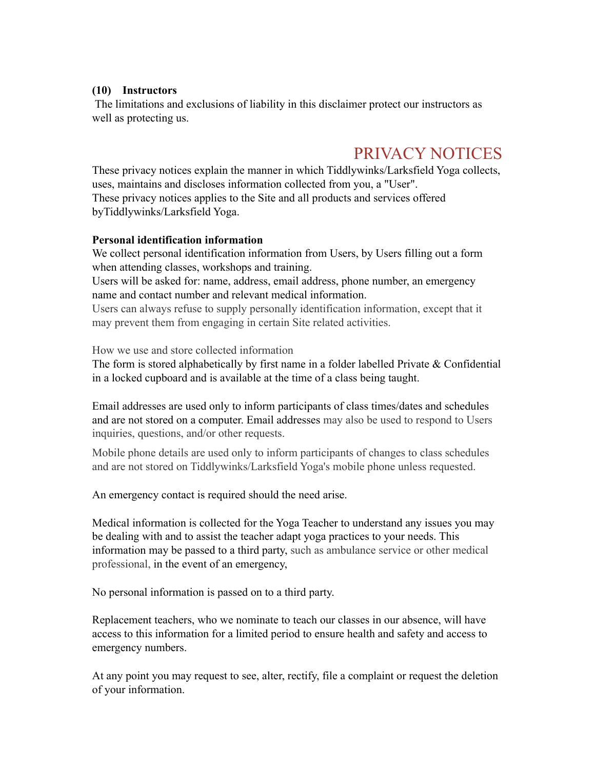**(10) Instructors**

The limitations and exclusions of liability in this disclaimer protect our instructors as well as protecting us.

# PRIVACY NOTICES

These privacy notices explain the manner in which Tiddlywinks/Larksfield Yoga collects, uses, maintains and discloses information collected from you, a "User".
These privacy notices applies to the Site and all products and services offered byTiddlywinks/Larksfield Yoga.

**Personal identification information**

We collect personal identification information from Users, by Users filling out a form when attending classes, workshops and training.
Users will be asked for: name, address, email address, phone number, an emergency name and contact number and relevant medical information.
Users can always refuse to supply personally identification information, except that it may prevent them from engaging in certain Site related activities.

How we use and store collected information

The form is stored alphabetically by first name in a folder labelled Private & Confidential in a locked cupboard and is available at the time of a class being taught.

Email addresses are used only to inform participants of class times/dates and schedules and are not stored on a computer. Email addresses may also be used to respond to Users inquiries, questions, and/or other requests.

Mobile phone details are used only to inform participants of changes to class schedules and are not stored on Tiddlywinks/Larksfield Yoga's mobile phone unless requested.

An emergency contact is required should the need arise.

Medical information is collected for the Yoga Teacher to understand any issues you may be dealing with and to assist the teacher adapt yoga practices to your needs. This information may be passed to a third party, such as ambulance service or other medical professional, in the event of an emergency,

No personal information is passed on to a third party.

Replacement teachers, who we nominate to teach our classes in our absence, will have access to this information for a limited period to ensure health and safety and access to emergency numbers.

At any point you may request to see, alter, rectify, file a complaint or request the deletion of your information.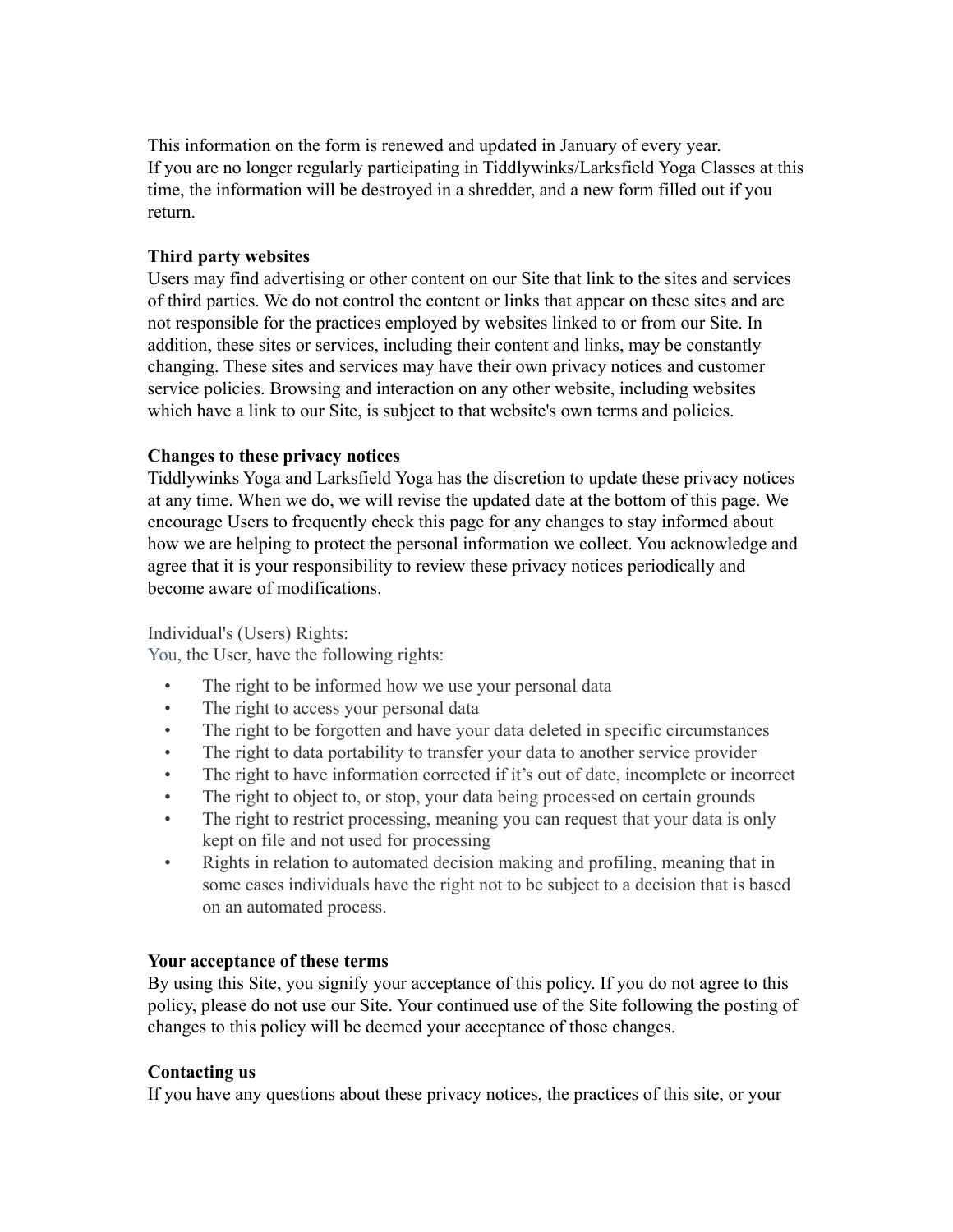This information on the form is renewed and updated in January of every year.
If you are no longer regularly participating in Tiddlywinks/Larksfield Yoga Classes at this time, the information will be destroyed in a shredder, and a new form filled out if you return.

**Third party websites**
Users may find advertising or other content on our Site that link to the sites and services of third parties. We do not control the content or links that appear on these sites and are not responsible for the practices employed by websites linked to or from our Site. In addition, these sites or services, including their content and links, may be constantly changing. These sites and services may have their own privacy notices and customer service policies. Browsing and interaction on any other website, including websites which have a link to our Site, is subject to that website's own terms and policies.

**Changes to these privacy notices**
Tiddlywinks Yoga and Larksfield Yoga has the discretion to update these privacy notices at any time. When we do, we will revise the updated date at the bottom of this page. We encourage Users to frequently check this page for any changes to stay informed about how we are helping to protect the personal information we collect. You acknowledge and agree that it is your responsibility to review these privacy notices periodically and become aware of modifications.

Individual's (Users) Rights:
You, the User, have the following rights:

- The right to be informed how we use your personal data
- The right to access your personal data
- The right to be forgotten and have your data deleted in specific circumstances
- The right to data portability to transfer your data to another service provider
- The right to have information corrected if it's out of date, incomplete or incorrect
- The right to object to, or stop, your data being processed on certain grounds
- The right to restrict processing, meaning you can request that your data is only kept on file and not used for processing
- Rights in relation to automated decision making and profiling, meaning that in some cases individuals have the right not to be subject to a decision that is based on an automated process.

**Your acceptance of these terms**
By using this Site, you signify your acceptance of this policy. If you do not agree to this policy, please do not use our Site. Your continued use of the Site following the posting of changes to this policy will be deemed your acceptance of those changes.

**Contacting us**
If you have any questions about these privacy notices, the practices of this site, or your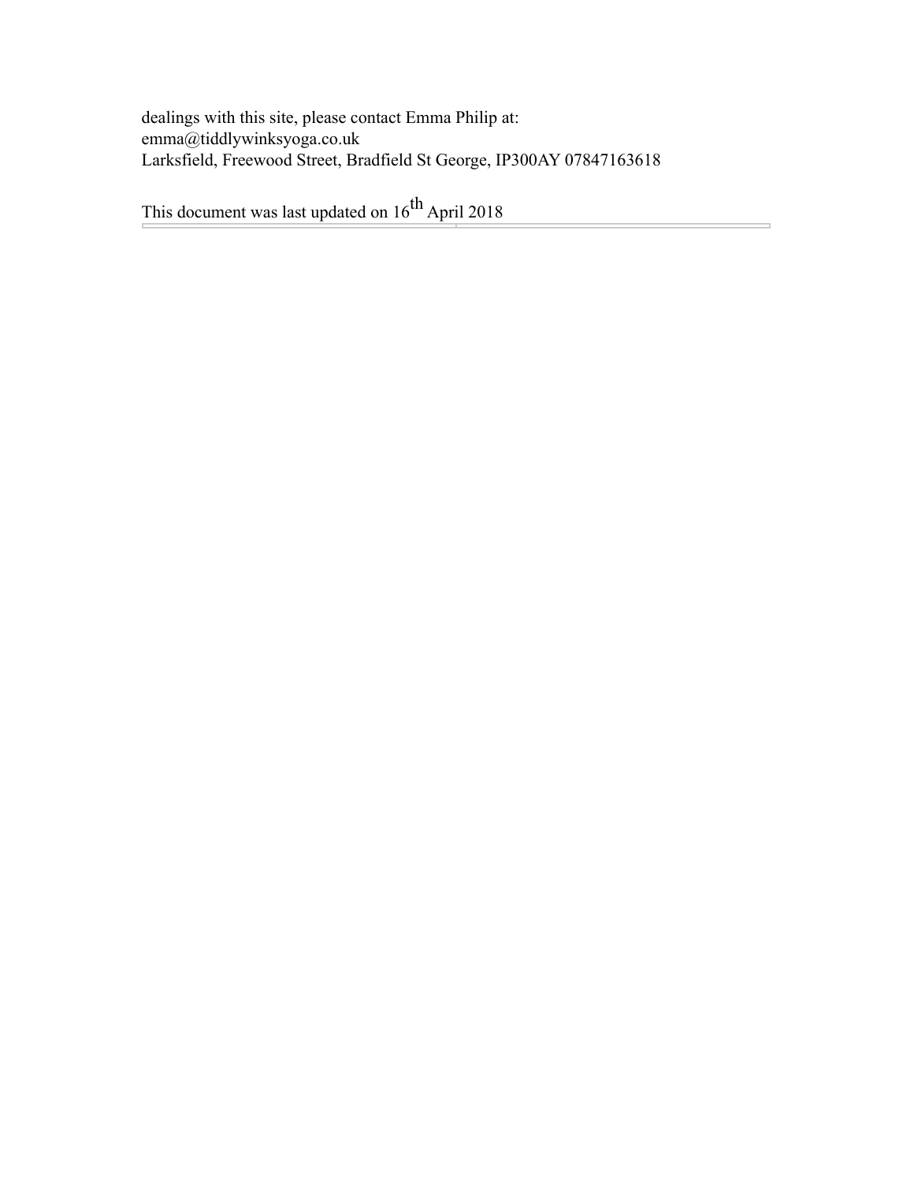dealings with this site, please contact Emma Philip at:
emma@tiddlywinksyoga.co.uk
Larksfield, Freewood Street, Bradfield St George, IP300AY 07847163618

This document was last updated on 16th April 2018